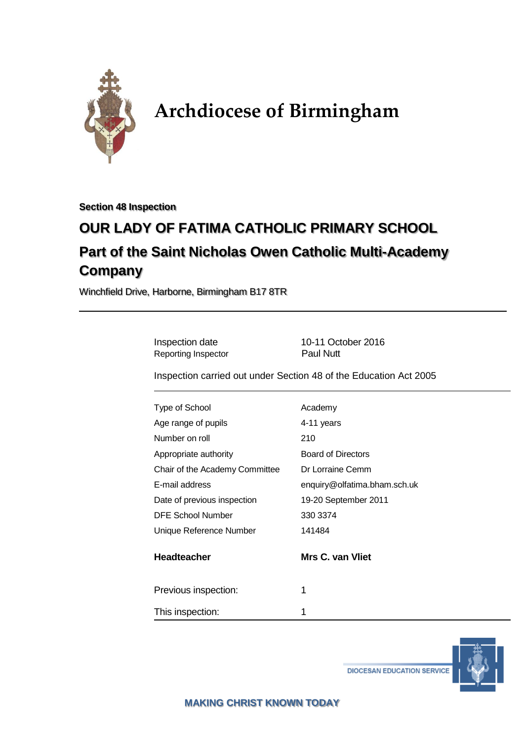# Archdiocese of Birmingham

**Section 48 Inspection**

## OUR LADY OF FATIMA CATHOLIC PRIMARY SCHOOL

## Part of the Saint Nicholas Owen Catholic Multi-Academy Company

Winchfield Drive, Harborne, Birmingham B17 8TR

---

| | |
|---|---|
| Inspection date | 10-11 October 2016 |
| Reporting Inspector | Paul Nutt |

Inspection carried out under Section 48 of the Education Act 2005

| | |
|---|---|
| Type of School | Academy |
| Age range of pupils | 4-11 years |
| Number on roll | 210 |
| Appropriate authority | Board of Directors |
| Chair of the Academy Committee | Dr Lorraine Cemm |
| E-mail address | enquiry@olfatima.bham.sch.uk |
| Date of previous inspection | 19-20 September 2011 |
| DFE School Number | 330 3374 |
| Unique Reference Number | 141484 |
| **Headteacher** | **Mrs C. van Vliet** |

| | |
|---|---|
| Previous inspection: | 1 |
| This inspection: | 1 |

DIOCESAN EDUCATION SERVICE

MAKING CHRIST KNOWN TODAY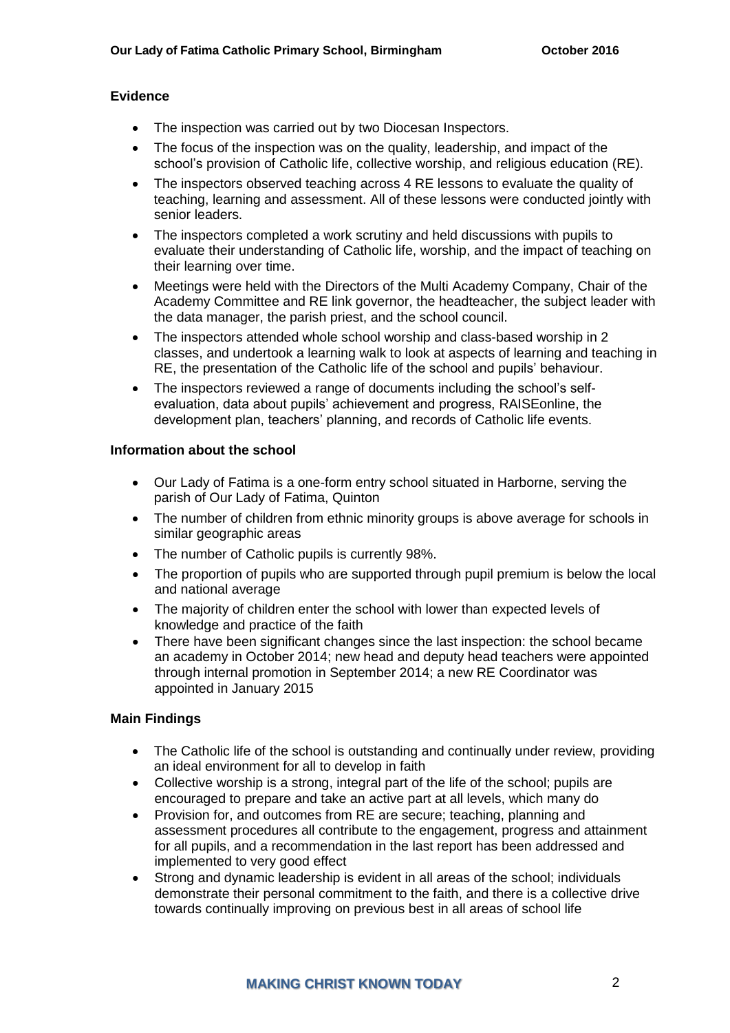### Evidence

- The inspection was carried out by two Diocesan Inspectors.
- The focus of the inspection was on the quality, leadership, and impact of the school's provision of Catholic life, collective worship, and religious education (RE).
- The inspectors observed teaching across 4 RE lessons to evaluate the quality of teaching, learning and assessment. All of these lessons were conducted jointly with senior leaders.
- The inspectors completed a work scrutiny and held discussions with pupils to evaluate their understanding of Catholic life, worship, and the impact of teaching on their learning over time.
- Meetings were held with the Directors of the Multi Academy Company, Chair of the Academy Committee and RE link governor, the headteacher, the subject leader with the data manager, the parish priest, and the school council.
- The inspectors attended whole school worship and class-based worship in 2 classes, and undertook a learning walk to look at aspects of learning and teaching in RE, the presentation of the Catholic life of the school and pupils' behaviour.
- The inspectors reviewed a range of documents including the school's self-evaluation, data about pupils' achievement and progress, RAISEonline, the development plan, teachers' planning, and records of Catholic life events.

### Information about the school

- Our Lady of Fatima is a one-form entry school situated in Harborne, serving the parish of Our Lady of Fatima, Quinton
- The number of children from ethnic minority groups is above average for schools in similar geographic areas
- The number of Catholic pupils is currently 98%.
- The proportion of pupils who are supported through pupil premium is below the local and national average
- The majority of children enter the school with lower than expected levels of knowledge and practice of the faith
- There have been significant changes since the last inspection: the school became an academy in October 2014; new head and deputy head teachers were appointed through internal promotion in September 2014; a new RE Coordinator was appointed in January 2015

### Main Findings

- The Catholic life of the school is outstanding and continually under review, providing an ideal environment for all to develop in faith
- Collective worship is a strong, integral part of the life of the school; pupils are encouraged to prepare and take an active part at all levels, which many do
- Provision for, and outcomes from RE are secure; teaching, planning and assessment procedures all contribute to the engagement, progress and attainment for all pupils, and a recommendation in the last report has been addressed and implemented to very good effect
- Strong and dynamic leadership is evident in all areas of the school; individuals demonstrate their personal commitment to the faith, and there is a collective drive towards continually improving on previous best in all areas of school life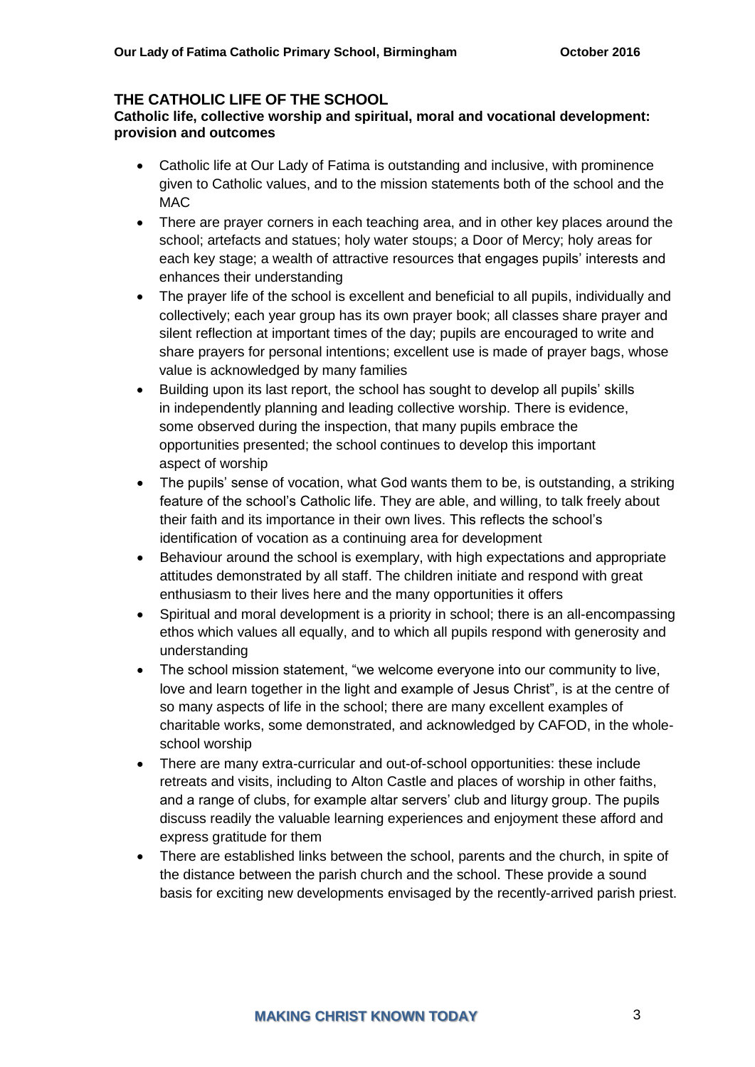## THE CATHOLIC LIFE OF THE SCHOOL

**Catholic life, collective worship and spiritual, moral and vocational development: provision and outcomes**

- Catholic life at Our Lady of Fatima is outstanding and inclusive, with prominence given to Catholic values, and to the mission statements both of the school and the MAC
- There are prayer corners in each teaching area, and in other key places around the school; artefacts and statues; holy water stoups; a Door of Mercy; holy areas for each key stage; a wealth of attractive resources that engages pupils' interests and enhances their understanding
- The prayer life of the school is excellent and beneficial to all pupils, individually and collectively; each year group has its own prayer book; all classes share prayer and silent reflection at important times of the day; pupils are encouraged to write and share prayers for personal intentions; excellent use is made of prayer bags, whose value is acknowledged by many families
- Building upon its last report, the school has sought to develop all pupils' skills in independently planning and leading collective worship. There is evidence, some observed during the inspection, that many pupils embrace the opportunities presented; the school continues to develop this important aspect of worship
- The pupils' sense of vocation, what God wants them to be, is outstanding, a striking feature of the school's Catholic life. They are able, and willing, to talk freely about their faith and its importance in their own lives. This reflects the school's identification of vocation as a continuing area for development
- Behaviour around the school is exemplary, with high expectations and appropriate attitudes demonstrated by all staff. The children initiate and respond with great enthusiasm to their lives here and the many opportunities it offers
- Spiritual and moral development is a priority in school; there is an all-encompassing ethos which values all equally, and to which all pupils respond with generosity and understanding
- The school mission statement, "we welcome everyone into our community to live, love and learn together in the light and example of Jesus Christ", is at the centre of so many aspects of life in the school; there are many excellent examples of charitable works, some demonstrated, and acknowledged by CAFOD, in the whole-school worship
- There are many extra-curricular and out-of-school opportunities: these include retreats and visits, including to Alton Castle and places of worship in other faiths, and a range of clubs, for example altar servers' club and liturgy group. The pupils discuss readily the valuable learning experiences and enjoyment these afford and express gratitude for them
- There are established links between the school, parents and the church, in spite of the distance between the parish church and the school. These provide a sound basis for exciting new developments envisaged by the recently-arrived parish priest.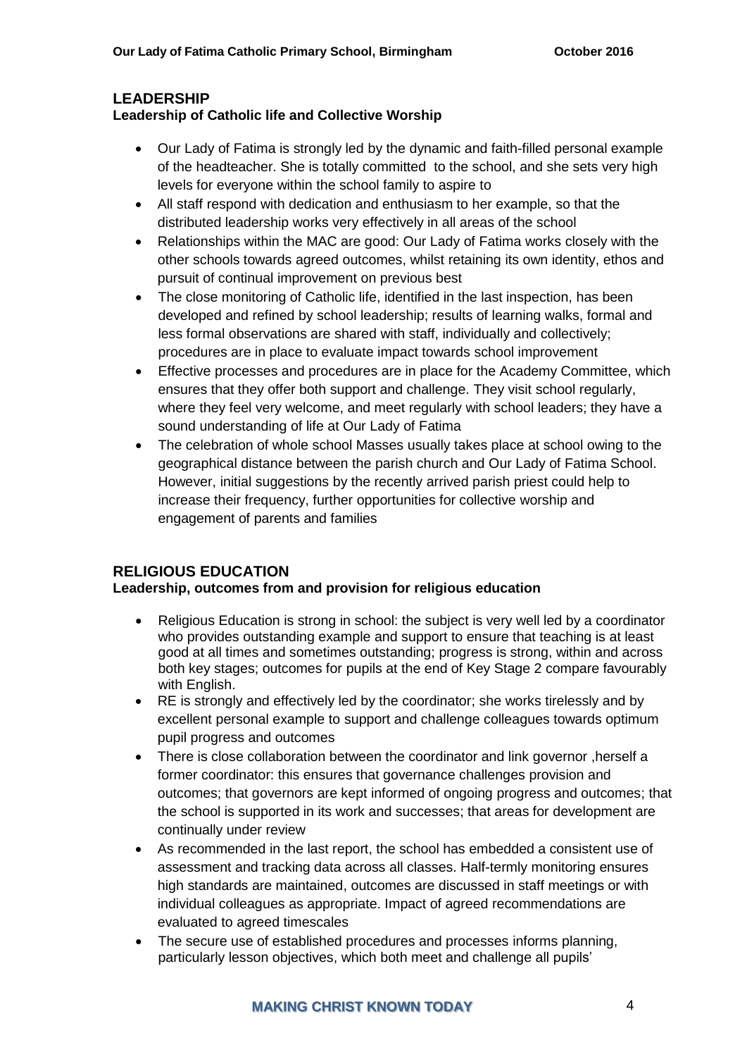## LEADERSHIP

### Leadership of Catholic life and Collective Worship

- Our Lady of Fatima is strongly led by the dynamic and faith-filled personal example of the headteacher. She is totally committed to the school, and she sets very high levels for everyone within the school family to aspire to
- All staff respond with dedication and enthusiasm to her example, so that the distributed leadership works very effectively in all areas of the school
- Relationships within the MAC are good: Our Lady of Fatima works closely with the other schools towards agreed outcomes, whilst retaining its own identity, ethos and pursuit of continual improvement on previous best
- The close monitoring of Catholic life, identified in the last inspection, has been developed and refined by school leadership; results of learning walks, formal and less formal observations are shared with staff, individually and collectively; procedures are in place to evaluate impact towards school improvement
- Effective processes and procedures are in place for the Academy Committee, which ensures that they offer both support and challenge. They visit school regularly, where they feel very welcome, and meet regularly with school leaders; they have a sound understanding of life at Our Lady of Fatima
- The celebration of whole school Masses usually takes place at school owing to the geographical distance between the parish church and Our Lady of Fatima School. However, initial suggestions by the recently arrived parish priest could help to increase their frequency, further opportunities for collective worship and engagement of parents and families

## RELIGIOUS EDUCATION

### Leadership, outcomes from and provision for religious education

- Religious Education is strong in school: the subject is very well led by a coordinator who provides outstanding example and support to ensure that teaching is at least good at all times and sometimes outstanding; progress is strong, within and across both key stages; outcomes for pupils at the end of Key Stage 2 compare favourably with English.
- RE is strongly and effectively led by the coordinator; she works tirelessly and by excellent personal example to support and challenge colleagues towards optimum pupil progress and outcomes
- There is close collaboration between the coordinator and link governor ,herself a former coordinator: this ensures that governance challenges provision and outcomes; that governors are kept informed of ongoing progress and outcomes; that the school is supported in its work and successes; that areas for development are continually under review
- As recommended in the last report, the school has embedded a consistent use of assessment and tracking data across all classes. Half-termly monitoring ensures high standards are maintained, outcomes are discussed in staff meetings or with individual colleagues as appropriate. Impact of agreed recommendations are evaluated to agreed timescales
- The secure use of established procedures and processes informs planning, particularly lesson objectives, which both meet and challenge all pupils'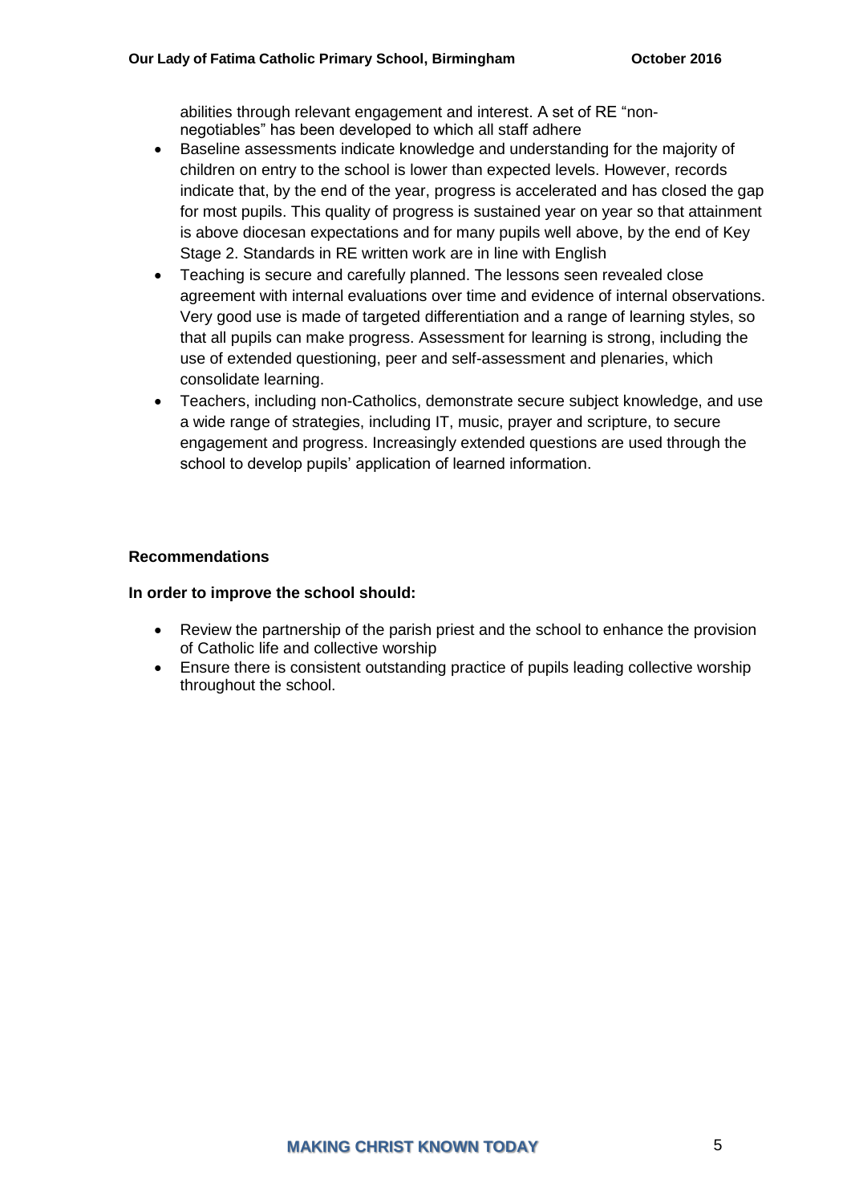abilities through relevant engagement and interest. A set of RE "non-negotiables" has been developed to which all staff adhere

- Baseline assessments indicate knowledge and understanding for the majority of children on entry to the school is lower than expected levels. However, records indicate that, by the end of the year, progress is accelerated and has closed the gap for most pupils. This quality of progress is sustained year on year so that attainment is above diocesan expectations and for many pupils well above, by the end of Key Stage 2. Standards in RE written work are in line with English
- Teaching is secure and carefully planned. The lessons seen revealed close agreement with internal evaluations over time and evidence of internal observations. Very good use is made of targeted differentiation and a range of learning styles, so that all pupils can make progress. Assessment for learning is strong, including the use of extended questioning, peer and self-assessment and plenaries, which consolidate learning.
- Teachers, including non-Catholics, demonstrate secure subject knowledge, and use a wide range of strategies, including IT, music, prayer and scripture, to secure engagement and progress. Increasingly extended questions are used through the school to develop pupils' application of learned information.

**Recommendations**

**In order to improve the school should:**

- Review the partnership of the parish priest and the school to enhance the provision of Catholic life and collective worship
- Ensure there is consistent outstanding practice of pupils leading collective worship throughout the school.